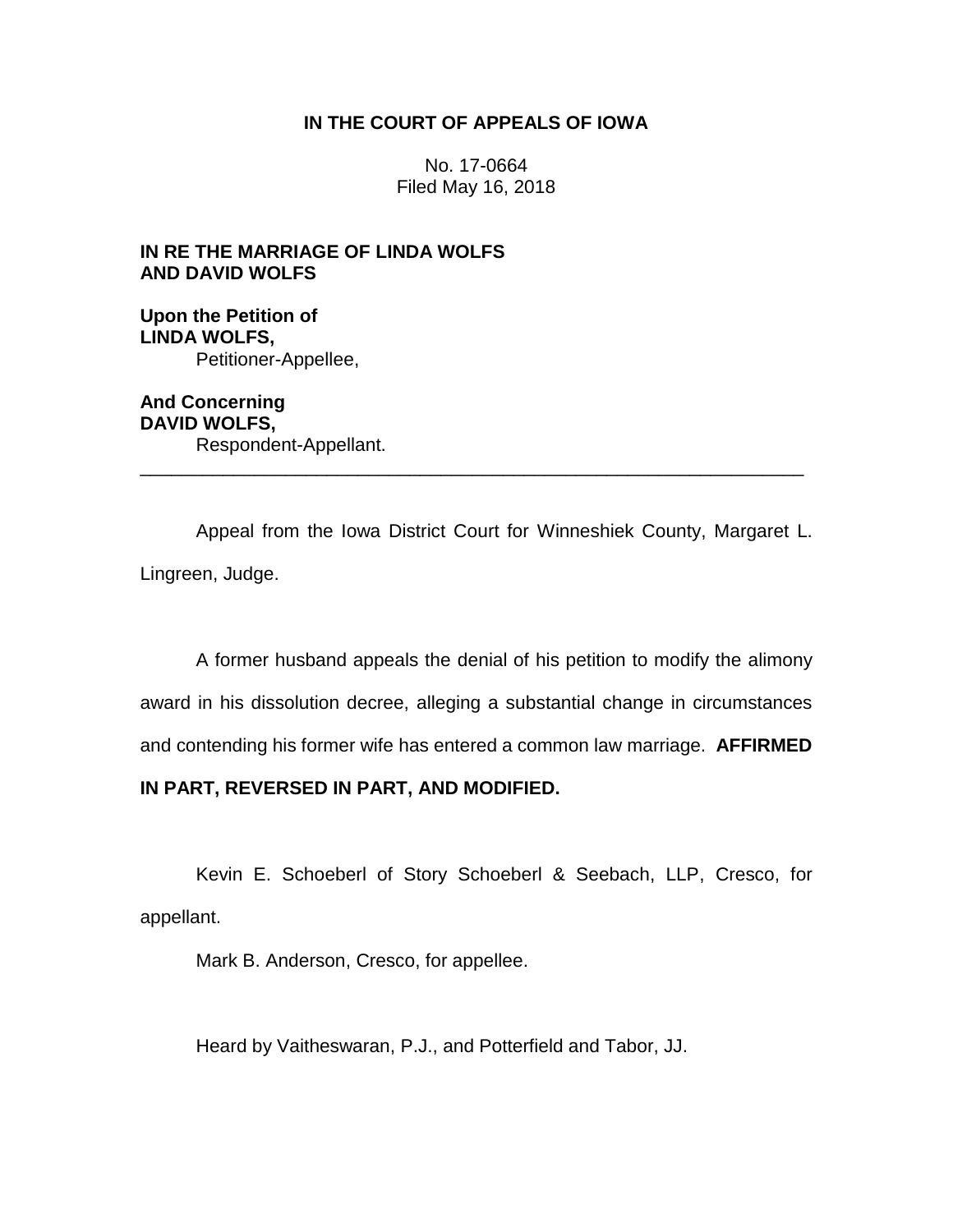**IN THE COURT OF APPEALS OF IOWA**

No. 17-0664
Filed May 16, 2018

**IN RE THE MARRIAGE OF LINDA WOLFS AND DAVID WOLFS**

**Upon the Petition of**
**LINDA WOLFS,**
Petitioner-Appellee,

**And Concerning**
**DAVID WOLFS,**
Respondent-Appellant.

---

Appeal from the Iowa District Court for Winneshiek County, Margaret L. Lingreen, Judge.

A former husband appeals the denial of his petition to modify the alimony award in his dissolution decree, alleging a substantial change in circumstances and contending his former wife has entered a common law marriage. **AFFIRMED IN PART, REVERSED IN PART, AND MODIFIED.**

Kevin E. Schoeberl of Story Schoeberl & Seebach, LLP, Cresco, for appellant.

Mark B. Anderson, Cresco, for appellee.

Heard by Vaitheswaran, P.J., and Potterfield and Tabor, JJ.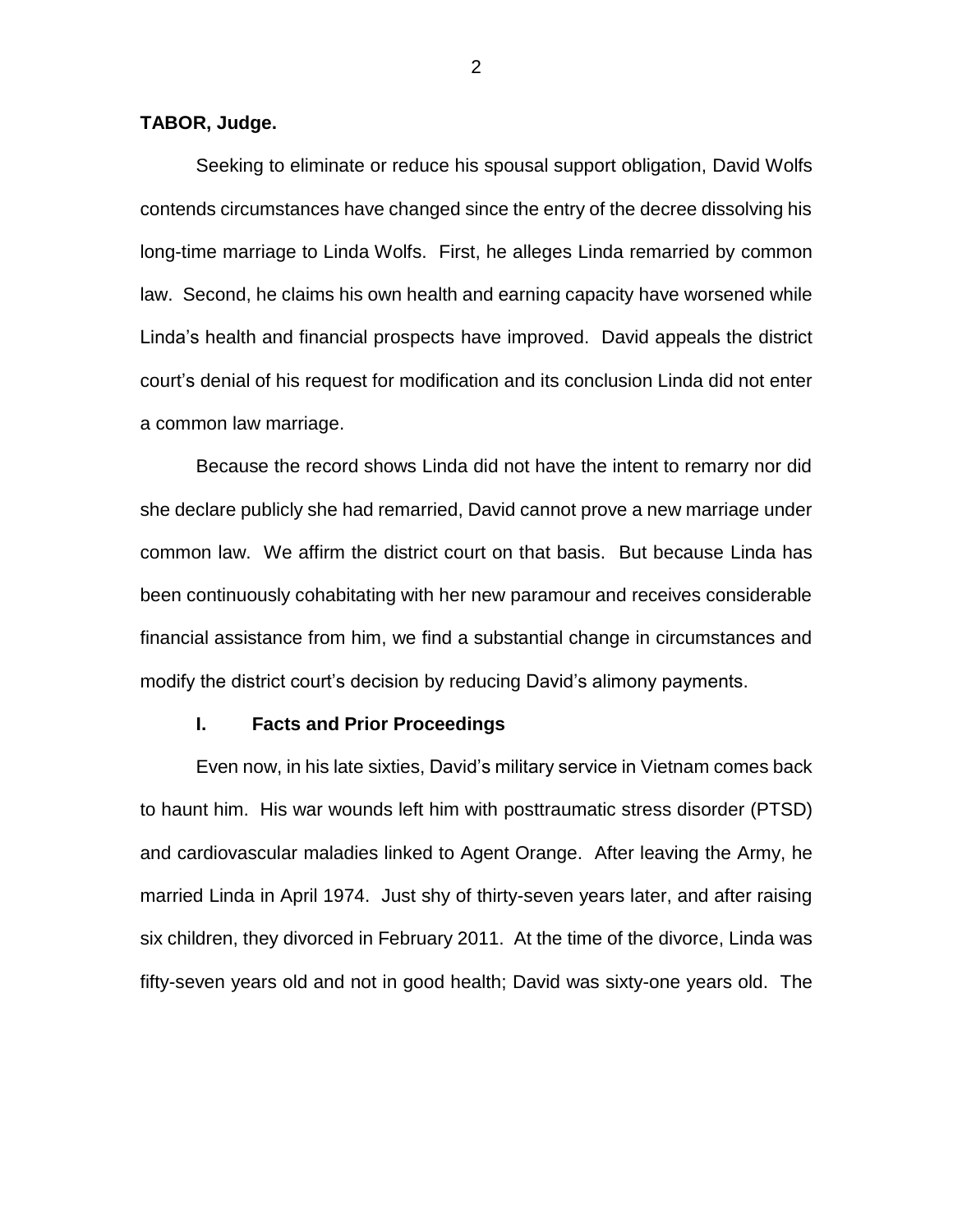**TABOR, Judge.**

Seeking to eliminate or reduce his spousal support obligation, David Wolfs contends circumstances have changed since the entry of the decree dissolving his long-time marriage to Linda Wolfs. First, he alleges Linda remarried by common law. Second, he claims his own health and earning capacity have worsened while Linda's health and financial prospects have improved. David appeals the district court's denial of his request for modification and its conclusion Linda did not enter a common law marriage.

Because the record shows Linda did not have the intent to remarry nor did she declare publicly she had remarried, David cannot prove a new marriage under common law. We affirm the district court on that basis. But because Linda has been continuously cohabitating with her new paramour and receives considerable financial assistance from him, we find a substantial change in circumstances and modify the district court's decision by reducing David's alimony payments.

## I. Facts and Prior Proceedings

Even now, in his late sixties, David's military service in Vietnam comes back to haunt him. His war wounds left him with posttraumatic stress disorder (PTSD) and cardiovascular maladies linked to Agent Orange. After leaving the Army, he married Linda in April 1974. Just shy of thirty-seven years later, and after raising six children, they divorced in February 2011. At the time of the divorce, Linda was fifty-seven years old and not in good health; David was sixty-one years old. The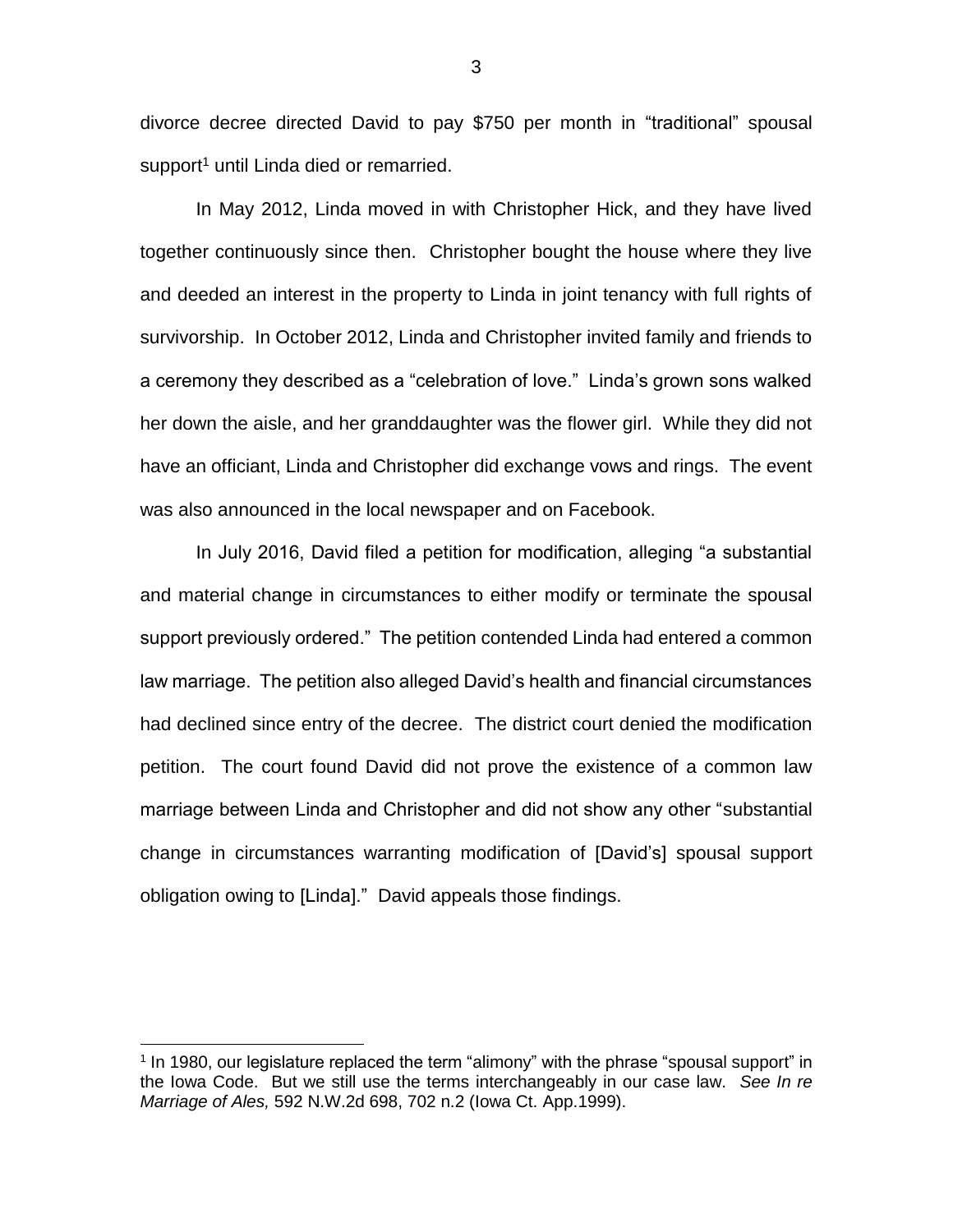divorce decree directed David to pay $750 per month in "traditional" spousal support[1] until Linda died or remarried.

In May 2012, Linda moved in with Christopher Hick, and they have lived together continuously since then. Christopher bought the house where they live and deeded an interest in the property to Linda in joint tenancy with full rights of survivorship. In October 2012, Linda and Christopher invited family and friends to a ceremony they described as a "celebration of love." Linda's grown sons walked her down the aisle, and her granddaughter was the flower girl. While they did not have an officiant, Linda and Christopher did exchange vows and rings. The event was also announced in the local newspaper and on Facebook.

In July 2016, David filed a petition for modification, alleging "a substantial and material change in circumstances to either modify or terminate the spousal support previously ordered." The petition contended Linda had entered a common law marriage. The petition also alleged David's health and financial circumstances had declined since entry of the decree. The district court denied the modification petition. The court found David did not prove the existence of a common law marriage between Linda and Christopher and did not show any other "substantial change in circumstances warranting modification of [David's] spousal support obligation owing to [Linda]." David appeals those findings.

---

[1] In 1980, our legislature replaced the term "alimony" with the phrase "spousal support" in the Iowa Code. But we still use the terms interchangeably in our case law. *See In re Marriage of Ales,* 592 N.W.2d 698, 702 n.2 (Iowa Ct. App.1999).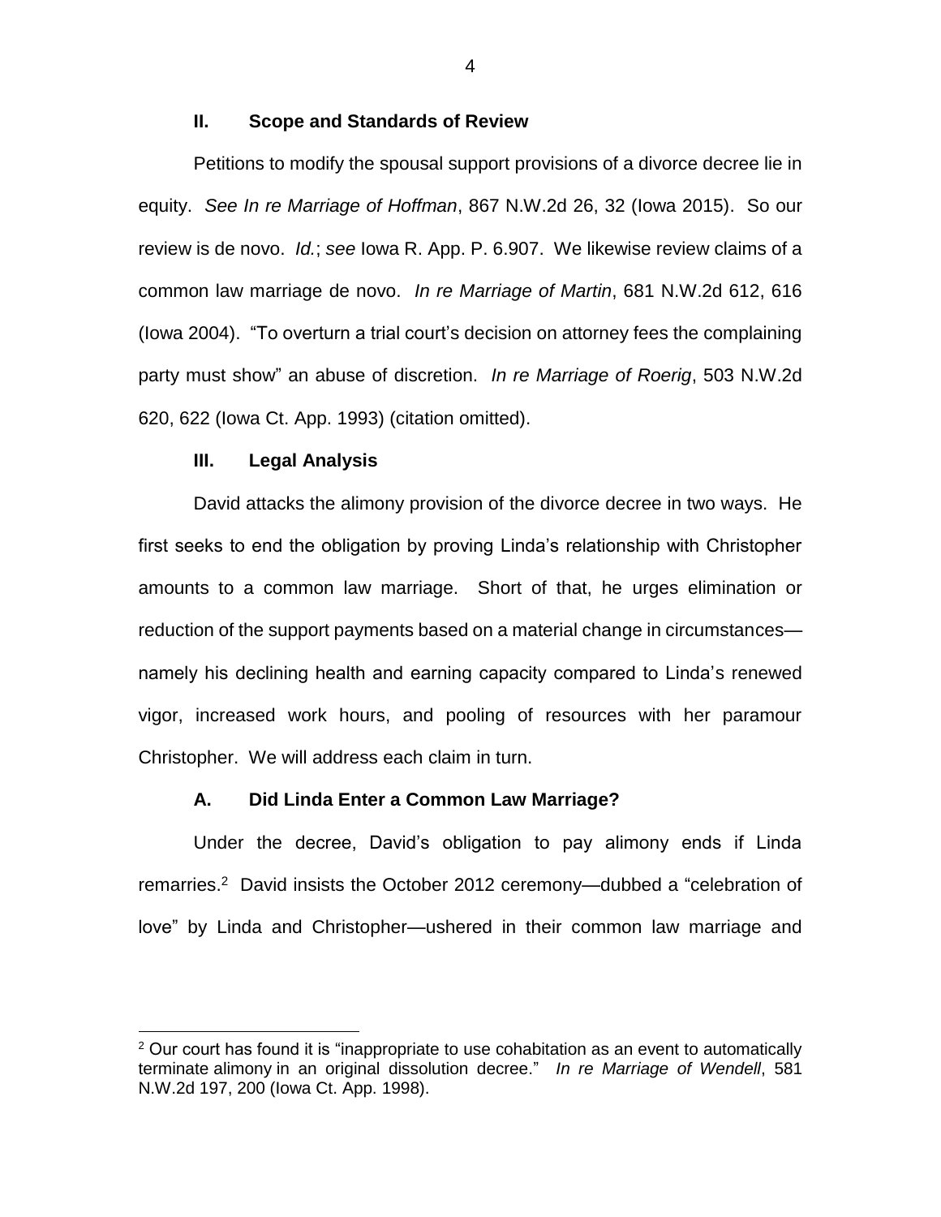## II. Scope and Standards of Review

Petitions to modify the spousal support provisions of a divorce decree lie in equity. *See In re Marriage of Hoffman*, 867 N.W.2d 26, 32 (Iowa 2015). So our review is de novo. *Id.*; *see* Iowa R. App. P. 6.907. We likewise review claims of a common law marriage de novo. *In re Marriage of Martin*, 681 N.W.2d 612, 616 (Iowa 2004). "To overturn a trial court's decision on attorney fees the complaining party must show" an abuse of discretion. *In re Marriage of Roerig*, 503 N.W.2d 620, 622 (Iowa Ct. App. 1993) (citation omitted).

## III. Legal Analysis

David attacks the alimony provision of the divorce decree in two ways. He first seeks to end the obligation by proving Linda's relationship with Christopher amounts to a common law marriage. Short of that, he urges elimination or reduction of the support payments based on a material change in circumstances—namely his declining health and earning capacity compared to Linda's renewed vigor, increased work hours, and pooling of resources with her paramour Christopher. We will address each claim in turn.

### A. Did Linda Enter a Common Law Marriage?

Under the decree, David's obligation to pay alimony ends if Linda remarries.[2] David insists the October 2012 ceremony—dubbed a "celebration of love" by Linda and Christopher—ushered in their common law marriage and

[2] Our court has found it is "inappropriate to use cohabitation as an event to automatically terminate alimony in an original dissolution decree." *In re Marriage of Wendell*, 581 N.W.2d 197, 200 (Iowa Ct. App. 1998).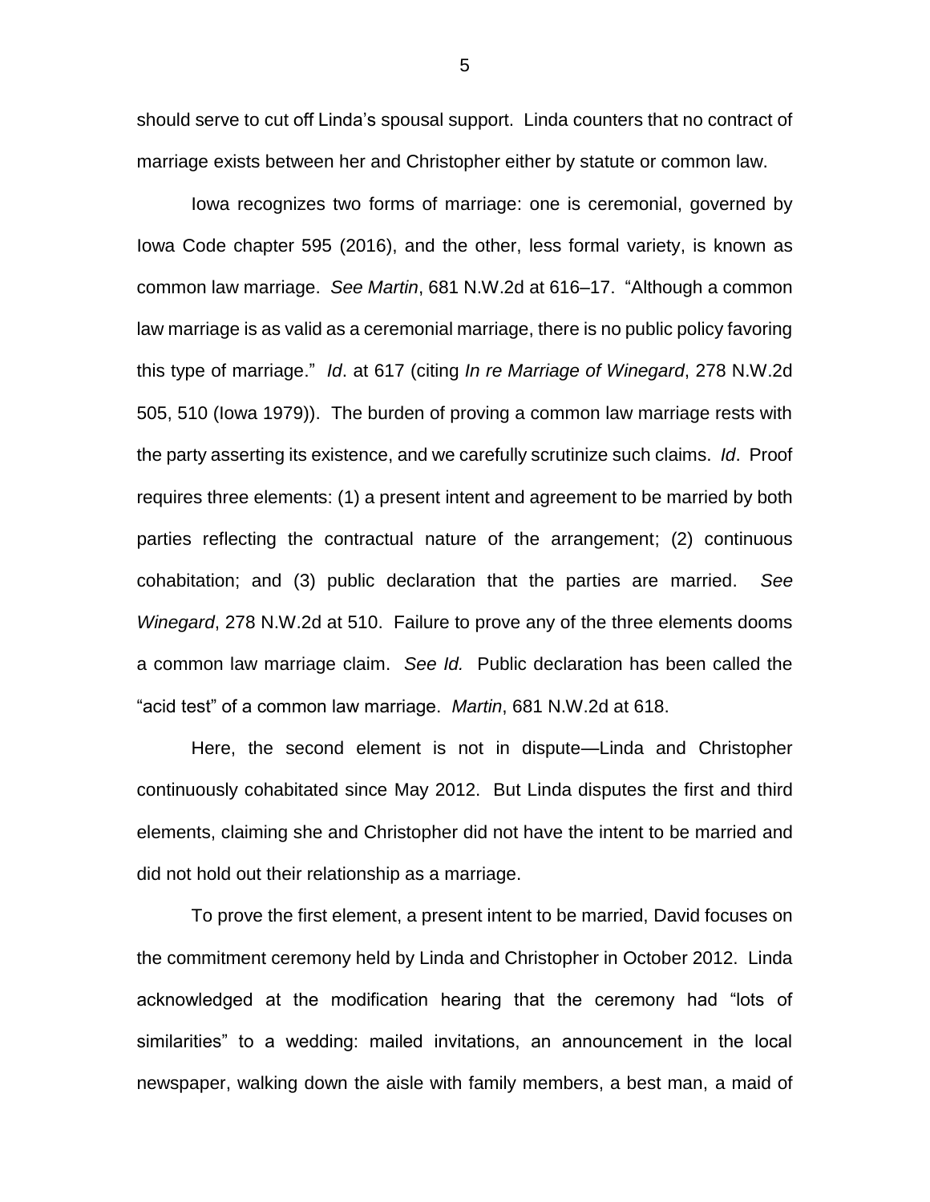should serve to cut off Linda's spousal support. Linda counters that no contract of marriage exists between her and Christopher either by statute or common law.

Iowa recognizes two forms of marriage: one is ceremonial, governed by Iowa Code chapter 595 (2016), and the other, less formal variety, is known as common law marriage. *See Martin*, 681 N.W.2d at 616–17. "Although a common law marriage is as valid as a ceremonial marriage, there is no public policy favoring this type of marriage." *Id*. at 617 (citing *In re Marriage of Winegard*, 278 N.W.2d 505, 510 (Iowa 1979)). The burden of proving a common law marriage rests with the party asserting its existence, and we carefully scrutinize such claims. *Id*. Proof requires three elements: (1) a present intent and agreement to be married by both parties reflecting the contractual nature of the arrangement; (2) continuous cohabitation; and (3) public declaration that the parties are married. *See Winegard*, 278 N.W.2d at 510. Failure to prove any of the three elements dooms a common law marriage claim. *See Id.* Public declaration has been called the "acid test" of a common law marriage. *Martin*, 681 N.W.2d at 618.

Here, the second element is not in dispute—Linda and Christopher continuously cohabitated since May 2012. But Linda disputes the first and third elements, claiming she and Christopher did not have the intent to be married and did not hold out their relationship as a marriage.

To prove the first element, a present intent to be married, David focuses on the commitment ceremony held by Linda and Christopher in October 2012. Linda acknowledged at the modification hearing that the ceremony had "lots of similarities" to a wedding: mailed invitations, an announcement in the local newspaper, walking down the aisle with family members, a best man, a maid of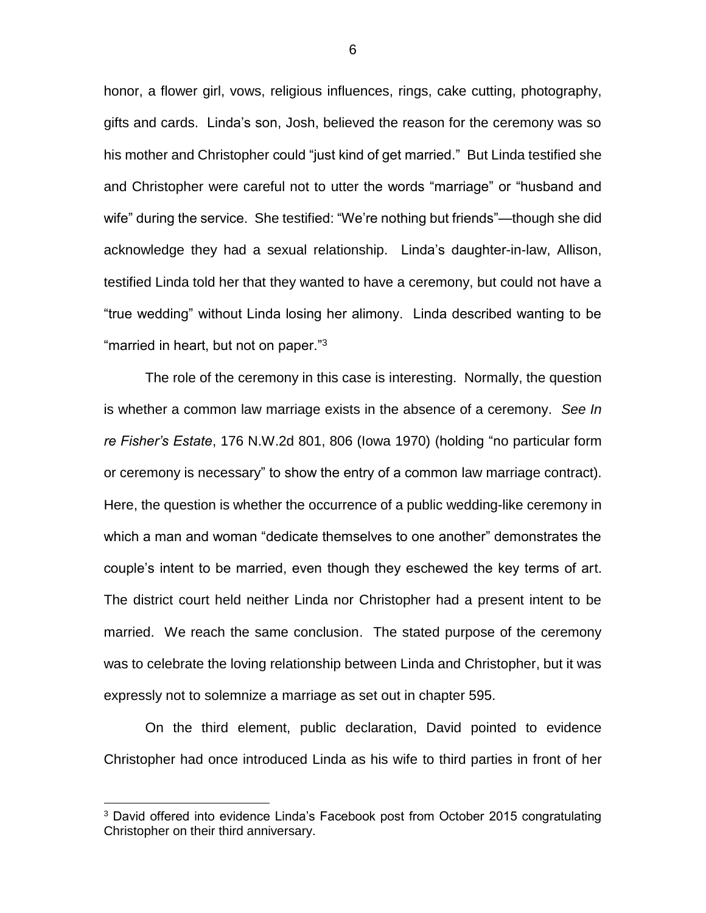honor, a flower girl, vows, religious influences, rings, cake cutting, photography, gifts and cards. Linda's son, Josh, believed the reason for the ceremony was so his mother and Christopher could "just kind of get married." But Linda testified she and Christopher were careful not to utter the words "marriage" or "husband and wife" during the service. She testified: "We're nothing but friends"—though she did acknowledge they had a sexual relationship. Linda's daughter-in-law, Allison, testified Linda told her that they wanted to have a ceremony, but could not have a "true wedding" without Linda losing her alimony. Linda described wanting to be "married in heart, but not on paper."[3]

The role of the ceremony in this case is interesting. Normally, the question is whether a common law marriage exists in the absence of a ceremony. *See In re Fisher's Estate*, 176 N.W.2d 801, 806 (Iowa 1970) (holding "no particular form or ceremony is necessary" to show the entry of a common law marriage contract). Here, the question is whether the occurrence of a public wedding-like ceremony in which a man and woman "dedicate themselves to one another" demonstrates the couple's intent to be married, even though they eschewed the key terms of art. The district court held neither Linda nor Christopher had a present intent to be married. We reach the same conclusion. The stated purpose of the ceremony was to celebrate the loving relationship between Linda and Christopher, but it was expressly not to solemnize a marriage as set out in chapter 595.

On the third element, public declaration, David pointed to evidence Christopher had once introduced Linda as his wife to third parties in front of her

---

[3] David offered into evidence Linda's Facebook post from October 2015 congratulating Christopher on their third anniversary.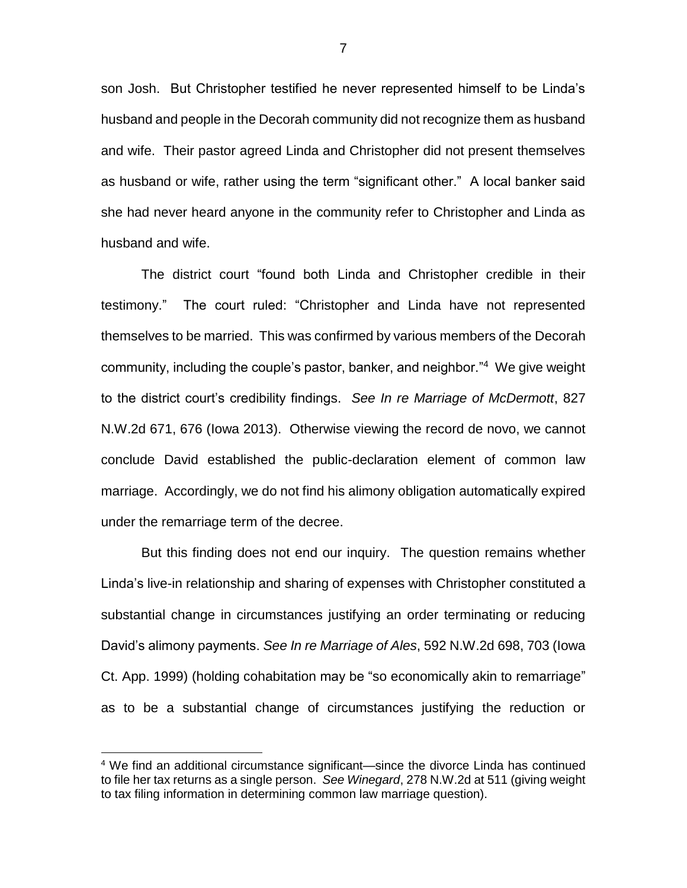son Josh. But Christopher testified he never represented himself to be Linda's husband and people in the Decorah community did not recognize them as husband and wife. Their pastor agreed Linda and Christopher did not present themselves as husband or wife, rather using the term "significant other." A local banker said she had never heard anyone in the community refer to Christopher and Linda as husband and wife.

The district court "found both Linda and Christopher credible in their testimony." The court ruled: "Christopher and Linda have not represented themselves to be married. This was confirmed by various members of the Decorah community, including the couple's pastor, banker, and neighbor."[4] We give weight to the district court's credibility findings. *See In re Marriage of McDermott*, 827 N.W.2d 671, 676 (Iowa 2013). Otherwise viewing the record de novo, we cannot conclude David established the public-declaration element of common law marriage. Accordingly, we do not find his alimony obligation automatically expired under the remarriage term of the decree.

But this finding does not end our inquiry. The question remains whether Linda's live-in relationship and sharing of expenses with Christopher constituted a substantial change in circumstances justifying an order terminating or reducing David's alimony payments. *See In re Marriage of Ales*, 592 N.W.2d 698, 703 (Iowa Ct. App. 1999) (holding cohabitation may be "so economically akin to remarriage" as to be a substantial change of circumstances justifying the reduction or

---

[4] We find an additional circumstance significant—since the divorce Linda has continued to file her tax returns as a single person. *See Winegard*, 278 N.W.2d at 511 (giving weight to tax filing information in determining common law marriage question).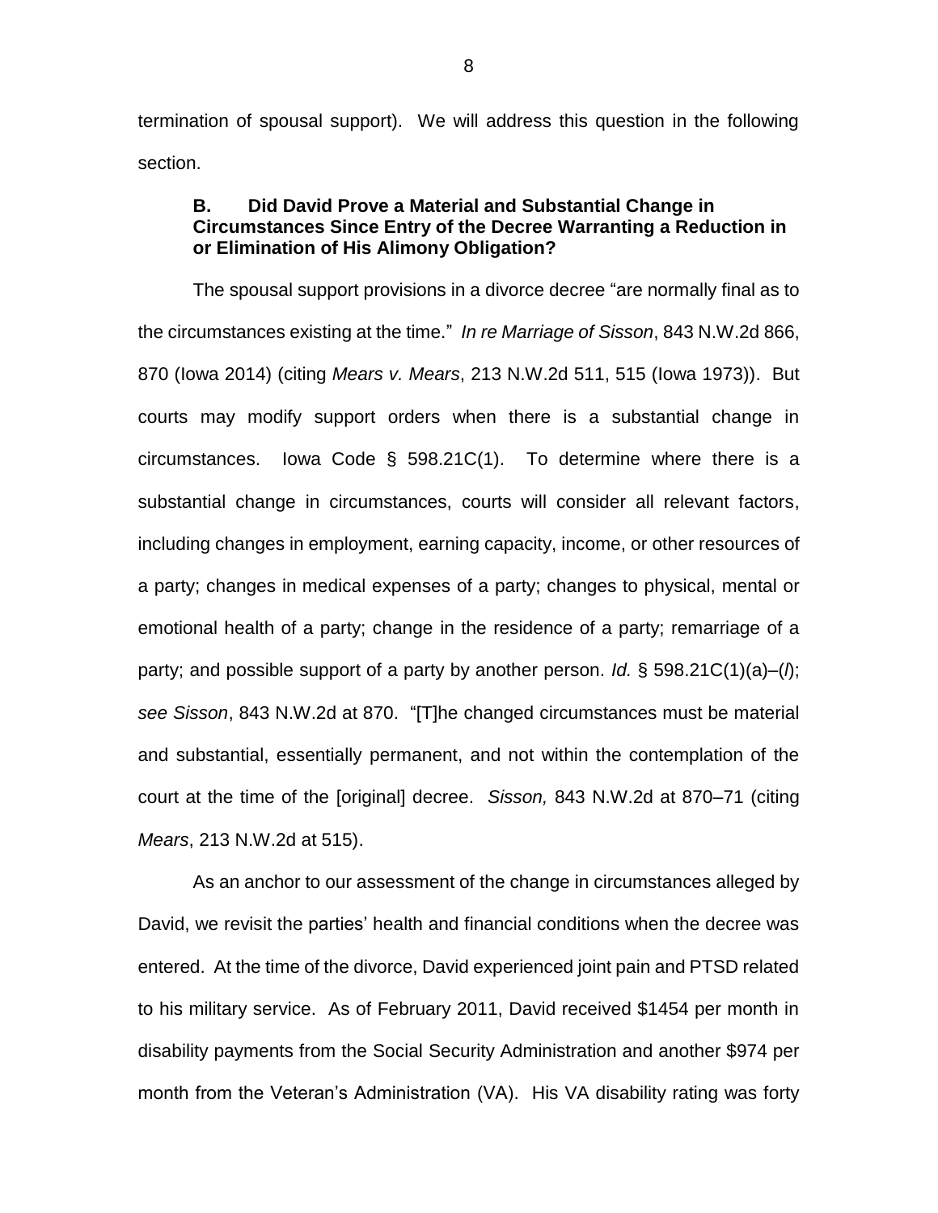termination of spousal support). We will address this question in the following section.

### B. Did David Prove a Material and Substantial Change in Circumstances Since Entry of the Decree Warranting a Reduction in or Elimination of His Alimony Obligation?

The spousal support provisions in a divorce decree "are normally final as to the circumstances existing at the time." *In re Marriage of Sisson*, 843 N.W.2d 866, 870 (Iowa 2014) (citing *Mears v. Mears*, 213 N.W.2d 511, 515 (Iowa 1973)). But courts may modify support orders when there is a substantial change in circumstances. Iowa Code § 598.21C(1). To determine where there is a substantial change in circumstances, courts will consider all relevant factors, including changes in employment, earning capacity, income, or other resources of a party; changes in medical expenses of a party; changes to physical, mental or emotional health of a party; change in the residence of a party; remarriage of a party; and possible support of a party by another person. *Id.* § 598.21C(1)(a)–(*l*); *see Sisson*, 843 N.W.2d at 870. "[T]he changed circumstances must be material and substantial, essentially permanent, and not within the contemplation of the court at the time of the [original] decree. *Sisson,* 843 N.W.2d at 870–71 (citing *Mears*, 213 N.W.2d at 515).

As an anchor to our assessment of the change in circumstances alleged by David, we revisit the parties' health and financial conditions when the decree was entered. At the time of the divorce, David experienced joint pain and PTSD related to his military service. As of February 2011, David received $1454 per month in disability payments from the Social Security Administration and another $974 per month from the Veteran's Administration (VA). His VA disability rating was forty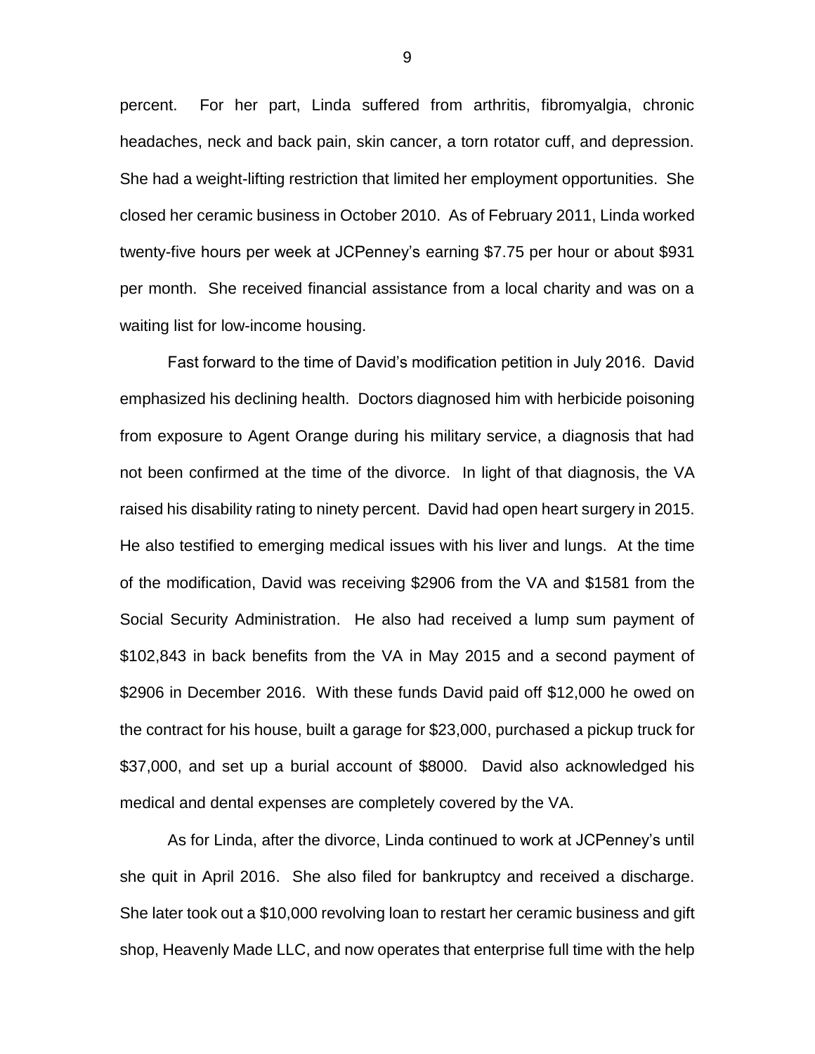percent. For her part, Linda suffered from arthritis, fibromyalgia, chronic headaches, neck and back pain, skin cancer, a torn rotator cuff, and depression. She had a weight-lifting restriction that limited her employment opportunities. She closed her ceramic business in October 2010. As of February 2011, Linda worked twenty-five hours per week at JCPenney's earning $7.75 per hour or about $931 per month. She received financial assistance from a local charity and was on a waiting list for low-income housing.

Fast forward to the time of David's modification petition in July 2016. David emphasized his declining health. Doctors diagnosed him with herbicide poisoning from exposure to Agent Orange during his military service, a diagnosis that had not been confirmed at the time of the divorce. In light of that diagnosis, the VA raised his disability rating to ninety percent. David had open heart surgery in 2015. He also testified to emerging medical issues with his liver and lungs. At the time of the modification, David was receiving $2906 from the VA and $1581 from the Social Security Administration. He also had received a lump sum payment of $102,843 in back benefits from the VA in May 2015 and a second payment of $2906 in December 2016. With these funds David paid off $12,000 he owed on the contract for his house, built a garage for $23,000, purchased a pickup truck for $37,000, and set up a burial account of $8000. David also acknowledged his medical and dental expenses are completely covered by the VA.

As for Linda, after the divorce, Linda continued to work at JCPenney's until she quit in April 2016. She also filed for bankruptcy and received a discharge. She later took out a $10,000 revolving loan to restart her ceramic business and gift shop, Heavenly Made LLC, and now operates that enterprise full time with the help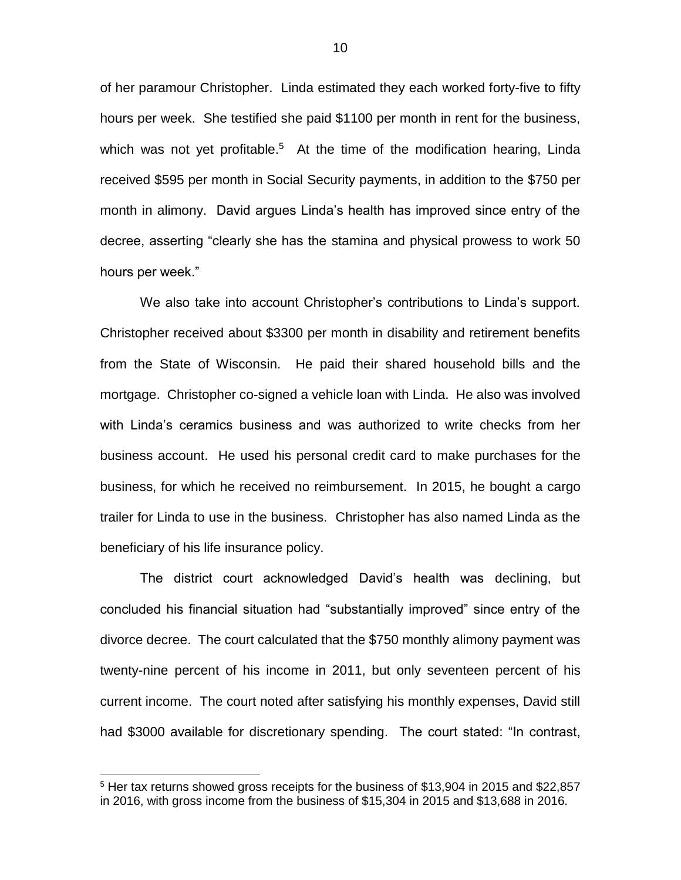of her paramour Christopher. Linda estimated they each worked forty-five to fifty hours per week. She testified she paid $1100 per month in rent for the business, which was not yet profitable.[5] At the time of the modification hearing, Linda received $595 per month in Social Security payments, in addition to the $750 per month in alimony. David argues Linda's health has improved since entry of the decree, asserting "clearly she has the stamina and physical prowess to work 50 hours per week."

We also take into account Christopher's contributions to Linda's support. Christopher received about $3300 per month in disability and retirement benefits from the State of Wisconsin. He paid their shared household bills and the mortgage. Christopher co-signed a vehicle loan with Linda. He also was involved with Linda's ceramics business and was authorized to write checks from her business account. He used his personal credit card to make purchases for the business, for which he received no reimbursement. In 2015, he bought a cargo trailer for Linda to use in the business. Christopher has also named Linda as the beneficiary of his life insurance policy.

The district court acknowledged David's health was declining, but concluded his financial situation had "substantially improved" since entry of the divorce decree. The court calculated that the $750 monthly alimony payment was twenty-nine percent of his income in 2011, but only seventeen percent of his current income. The court noted after satisfying his monthly expenses, David still had $3000 available for discretionary spending. The court stated: "In contrast,

[5] Her tax returns showed gross receipts for the business of $13,904 in 2015 and $22,857 in 2016, with gross income from the business of $15,304 in 2015 and $13,688 in 2016.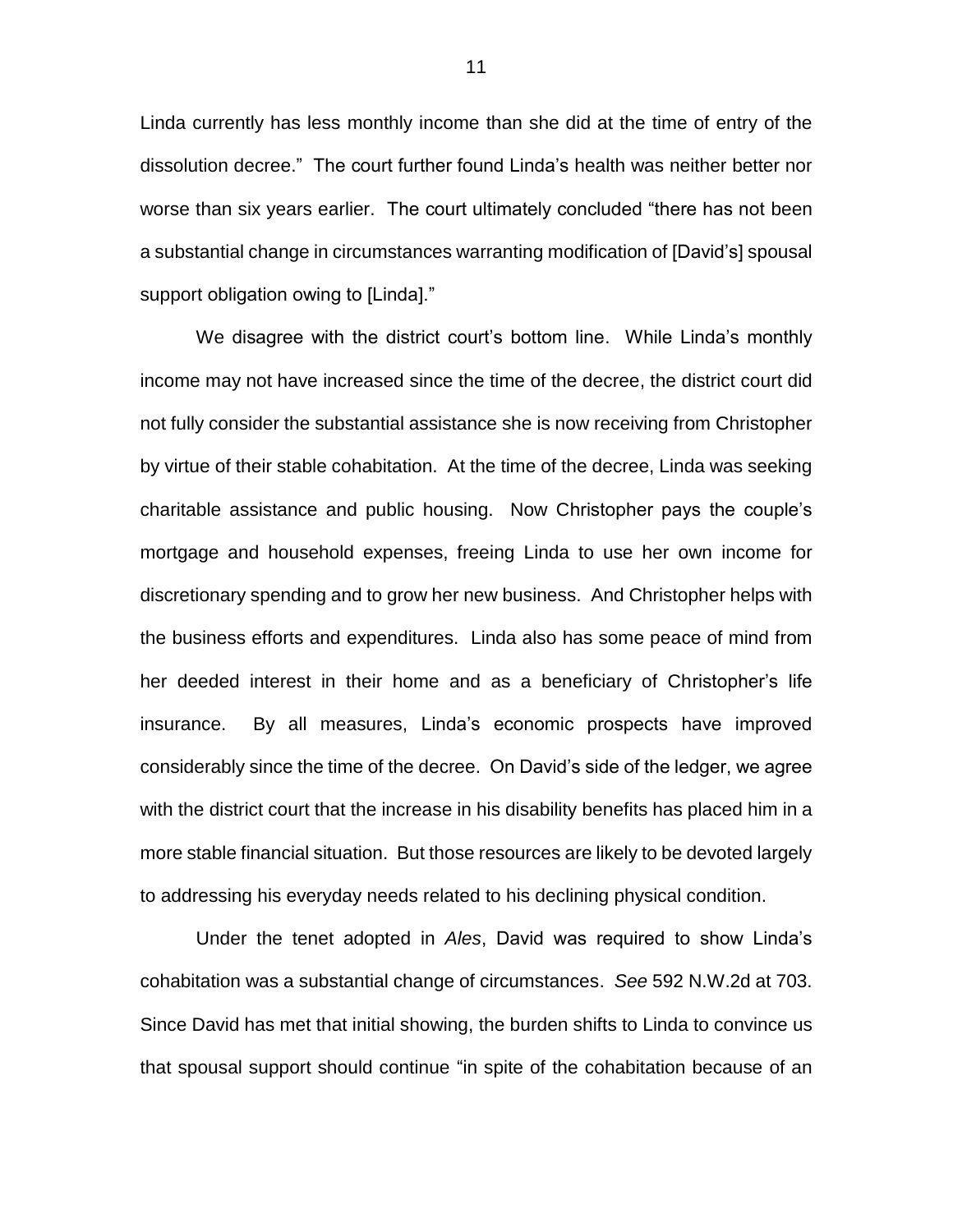Linda currently has less monthly income than she did at the time of entry of the dissolution decree." The court further found Linda's health was neither better nor worse than six years earlier. The court ultimately concluded "there has not been a substantial change in circumstances warranting modification of [David's] spousal support obligation owing to [Linda]."

We disagree with the district court's bottom line. While Linda's monthly income may not have increased since the time of the decree, the district court did not fully consider the substantial assistance she is now receiving from Christopher by virtue of their stable cohabitation. At the time of the decree, Linda was seeking charitable assistance and public housing. Now Christopher pays the couple's mortgage and household expenses, freeing Linda to use her own income for discretionary spending and to grow her new business. And Christopher helps with the business efforts and expenditures. Linda also has some peace of mind from her deeded interest in their home and as a beneficiary of Christopher's life insurance. By all measures, Linda's economic prospects have improved considerably since the time of the decree. On David's side of the ledger, we agree with the district court that the increase in his disability benefits has placed him in a more stable financial situation. But those resources are likely to be devoted largely to addressing his everyday needs related to his declining physical condition.

Under the tenet adopted in *Ales*, David was required to show Linda's cohabitation was a substantial change of circumstances. *See* 592 N.W.2d at 703. Since David has met that initial showing, the burden shifts to Linda to convince us that spousal support should continue "in spite of the cohabitation because of an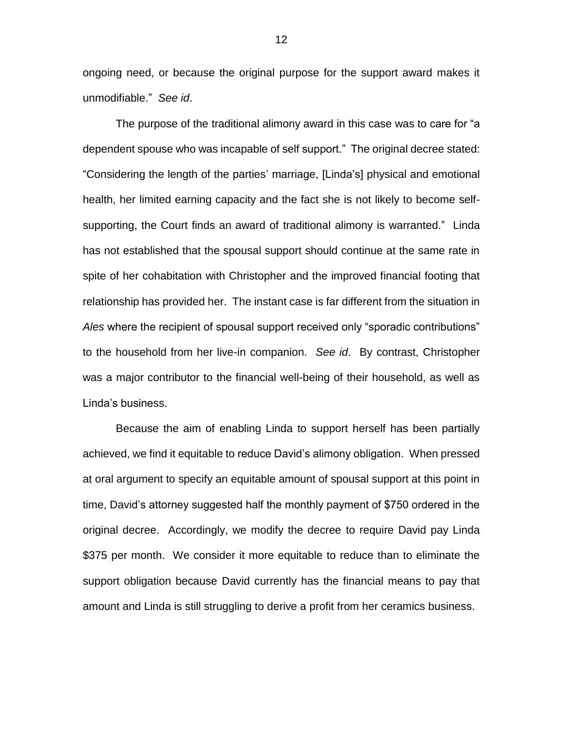ongoing need, or because the original purpose for the support award makes it unmodifiable." *See id*.

The purpose of the traditional alimony award in this case was to care for "a dependent spouse who was incapable of self support." The original decree stated: "Considering the length of the parties' marriage, [Linda's] physical and emotional health, her limited earning capacity and the fact she is not likely to become self-supporting, the Court finds an award of traditional alimony is warranted." Linda has not established that the spousal support should continue at the same rate in spite of her cohabitation with Christopher and the improved financial footing that relationship has provided her. The instant case is far different from the situation in *Ales* where the recipient of spousal support received only "sporadic contributions" to the household from her live-in companion. *See id*. By contrast, Christopher was a major contributor to the financial well-being of their household, as well as Linda's business.

Because the aim of enabling Linda to support herself has been partially achieved, we find it equitable to reduce David's alimony obligation. When pressed at oral argument to specify an equitable amount of spousal support at this point in time, David's attorney suggested half the monthly payment of $750 ordered in the original decree. Accordingly, we modify the decree to require David pay Linda $375 per month. We consider it more equitable to reduce than to eliminate the support obligation because David currently has the financial means to pay that amount and Linda is still struggling to derive a profit from her ceramics business.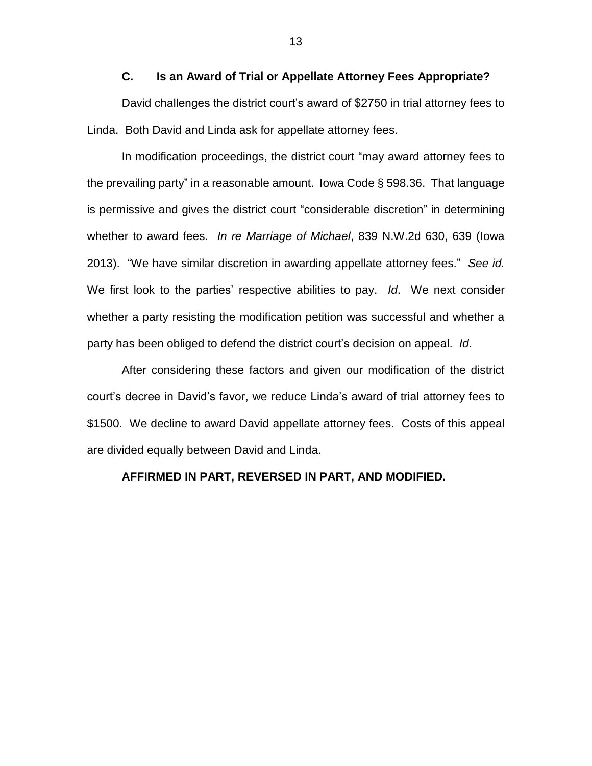### C. Is an Award of Trial or Appellate Attorney Fees Appropriate?

David challenges the district court's award of $2750 in trial attorney fees to Linda. Both David and Linda ask for appellate attorney fees.

In modification proceedings, the district court "may award attorney fees to the prevailing party" in a reasonable amount. Iowa Code § 598.36. That language is permissive and gives the district court "considerable discretion" in determining whether to award fees. *In re Marriage of Michael*, 839 N.W.2d 630, 639 (Iowa 2013). "We have similar discretion in awarding appellate attorney fees." *See id.* We first look to the parties' respective abilities to pay. *Id*. We next consider whether a party resisting the modification petition was successful and whether a party has been obliged to defend the district court's decision on appeal. *Id*.

After considering these factors and given our modification of the district court's decree in David's favor, we reduce Linda's award of trial attorney fees to $1500. We decline to award David appellate attorney fees. Costs of this appeal are divided equally between David and Linda.

**AFFIRMED IN PART, REVERSED IN PART, AND MODIFIED.**